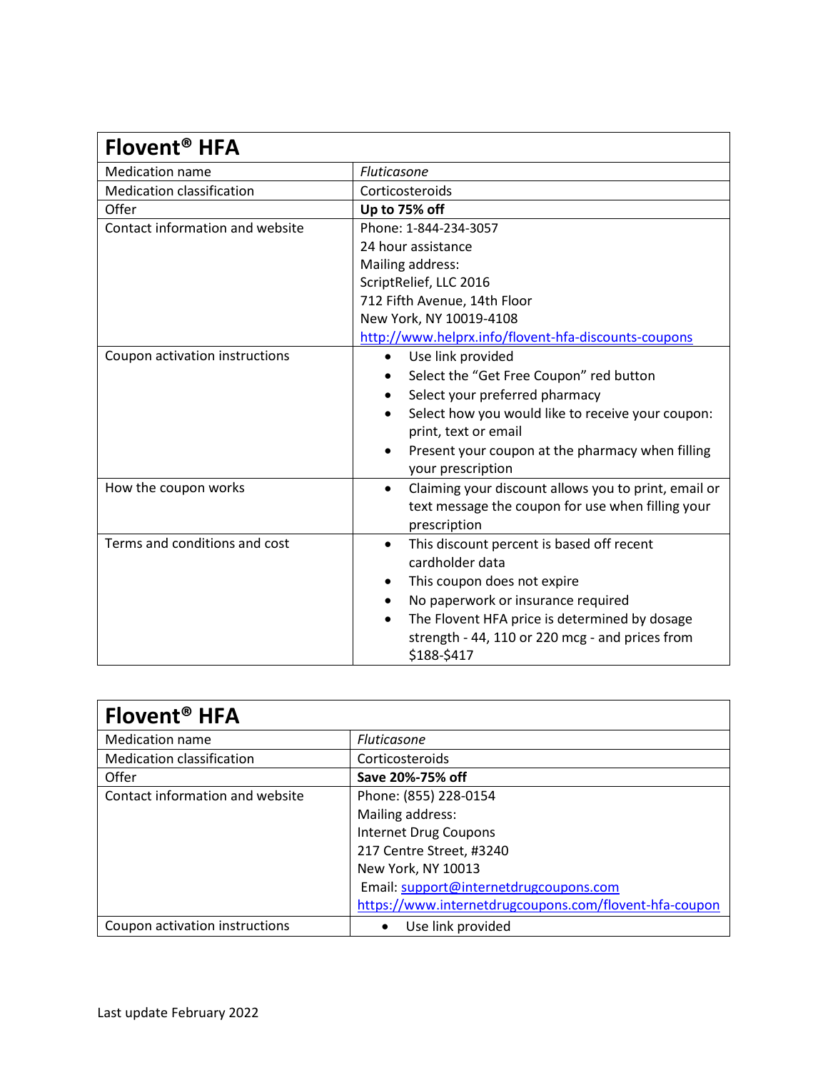| Flovent® HFA | |
|---|---|
| Medication name | *Fluticasone* |
| Medication classification | Corticosteroids |
| Offer | **Up to 75% off** |
| Contact information and website | Phone: 1-844-234-3057<br>24 hour assistance<br>Mailing address:<br>ScriptRelief, LLC 2016<br>712 Fifth Avenue, 14th Floor<br>New York, NY 10019-4108<br>[http://www.helprx.info/flovent-hfa-discounts-coupons](http://www.helprx.info/flovent-hfa-discounts-coupons) |
| Coupon activation instructions | • Use link provided<br>• Select the "Get Free Coupon" red button<br>• Select your preferred pharmacy<br>• Select how you would like to receive your coupon: print, text or email<br>• Present your coupon at the pharmacy when filling your prescription |
| How the coupon works | • Claiming your discount allows you to print, email or text message the coupon for use when filling your prescription |
| Terms and conditions and cost | • This discount percent is based off recent cardholder data<br>• This coupon does not expire<br>• No paperwork or insurance required<br>• The Flovent HFA price is determined by dosage strength - 44, 110 or 220 mcg - and prices from $188-$417 |

| Flovent® HFA | |
|---|---|
| Medication name | *Fluticasone* |
| Medication classification | Corticosteroids |
| Offer | **Save 20%-75% off** |
| Contact information and website | Phone: (855) 228-0154<br>Mailing address:<br>Internet Drug Coupons<br>217 Centre Street, #3240<br>New York, NY 10013<br>Email: [support@internetdrugcoupons.com](mailto:support@internetdrugcoupons.com)<br>[https://www.internetdrugcoupons.com/flovent-hfa-coupon](https://www.internetdrugcoupons.com/flovent-hfa-coupon) |
| Coupon activation instructions | • Use link provided |

Last update February 2022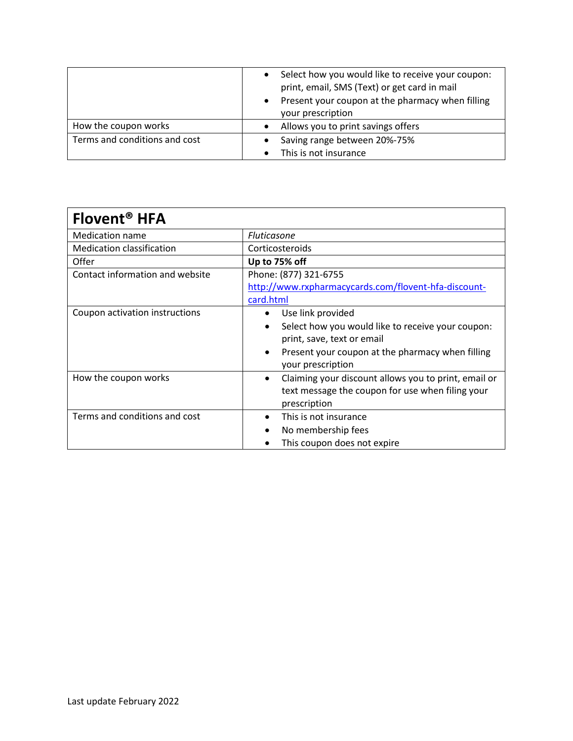| | |
|---|---|
| | • Select how you would like to receive your coupon: print, email, SMS (Text) or get card in mail<br>• Present your coupon at the pharmacy when filling your prescription |
| How the coupon works | • Allows you to print savings offers |
| Terms and conditions and cost | • Saving range between 20%-75%<br>• This is not insurance |

| **Flovent® HFA** | |
|---|---|
| Medication name | *Fluticasone* |
| Medication classification | Corticosteroids |
| Offer | **Up to 75% off** |
| Contact information and website | Phone: (877) 321-6755<br>http://www.rxpharmacycards.com/flovent-hfa-discount-card.html |
| Coupon activation instructions | • Use link provided<br>• Select how you would like to receive your coupon: print, save, text or email<br>• Present your coupon at the pharmacy when filling your prescription |
| How the coupon works | • Claiming your discount allows you to print, email or text message the coupon for use when filing your prescription |
| Terms and conditions and cost | • This is not insurance<br>• No membership fees<br>• This coupon does not expire |

Last update February 2022